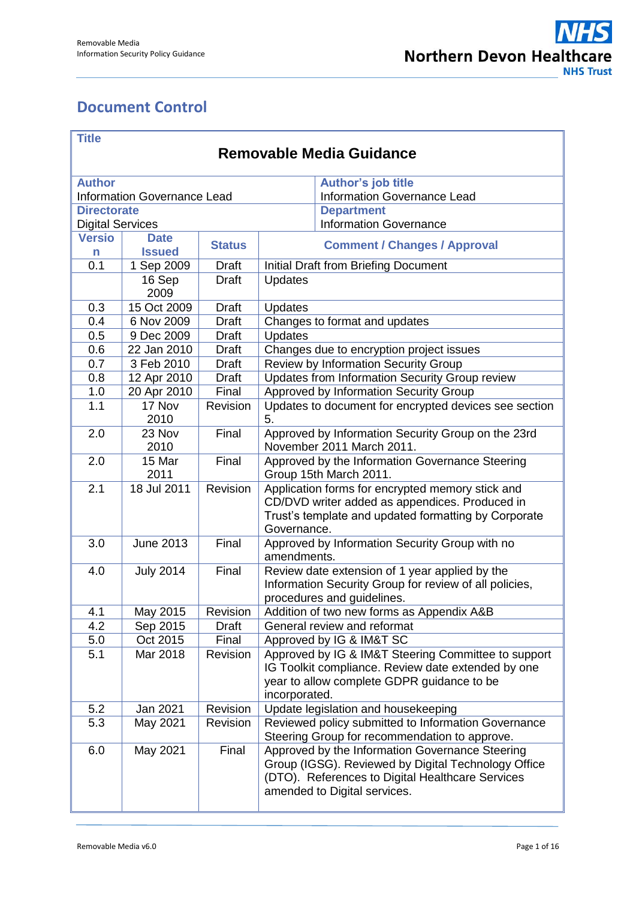# Document Control

| **Title** | | | |
|---|---|---|---|
| **Removable Media Guidance** | | | |
| **Author**<br>Information Governance Lead | | **Author's job title**<br>Information Governance Lead | |
| **Directorate**<br>Digital Services | | **Department**<br>Information Governance | |
| **Version** | **Date Issued** | **Status** | **Comment / Changes / Approval** |
| 0.1 | 1 Sep 2009 | Draft | Initial Draft from Briefing Document |
| | 16 Sep 2009 | Draft | Updates |
| 0.3 | 15 Oct 2009 | Draft | Updates |
| 0.4 | 6 Nov 2009 | Draft | Changes to format and updates |
| 0.5 | 9 Dec 2009 | Draft | Updates |
| 0.6 | 22 Jan 2010 | Draft | Changes due to encryption project issues |
| 0.7 | 3 Feb 2010 | Draft | Review by Information Security Group |
| 0.8 | 12 Apr 2010 | Draft | Updates from Information Security Group review |
| 1.0 | 20 Apr 2010 | Final | Approved by Information Security Group |
| 1.1 | 17 Nov 2010 | Revision | Updates to document for encrypted devices see section 5. |
| 2.0 | 23 Nov 2010 | Final | Approved by Information Security Group on the 23rd November 2011 March 2011. |
| 2.0 | 15 Mar 2011 | Final | Approved by the Information Governance Steering Group 15th March 2011. |
| 2.1 | 18 Jul 2011 | Revision | Application forms for encrypted memory stick and CD/DVD writer added as appendices. Produced in Trust's template and updated formatting by Corporate Governance. |
| 3.0 | June 2013 | Final | Approved by Information Security Group with no amendments. |
| 4.0 | July 2014 | Final | Review date extension of 1 year applied by the Information Security Group for review of all policies, procedures and guidelines. |
| 4.1 | May 2015 | Revision | Addition of two new forms as Appendix A&B |
| 4.2 | Sep 2015 | Draft | General review and reformat |
| 5.0 | Oct 2015 | Final | Approved by IG & IM&T SC |
| 5.1 | Mar 2018 | Revision | Approved by IG & IM&T Steering Committee to support IG Toolkit compliance. Review date extended by one year to allow complete GDPR guidance to be incorporated. |
| 5.2 | Jan 2021 | Revision | Update legislation and housekeeping |
| 5.3 | May 2021 | Revision | Reviewed policy submitted to Information Governance Steering Group for recommendation to approve. |
| 6.0 | May 2021 | Final | Approved by the Information Governance Steering Group (IGSG). Reviewed by Digital Technology Office (DTO). References to Digital Healthcare Services amended to Digital services. |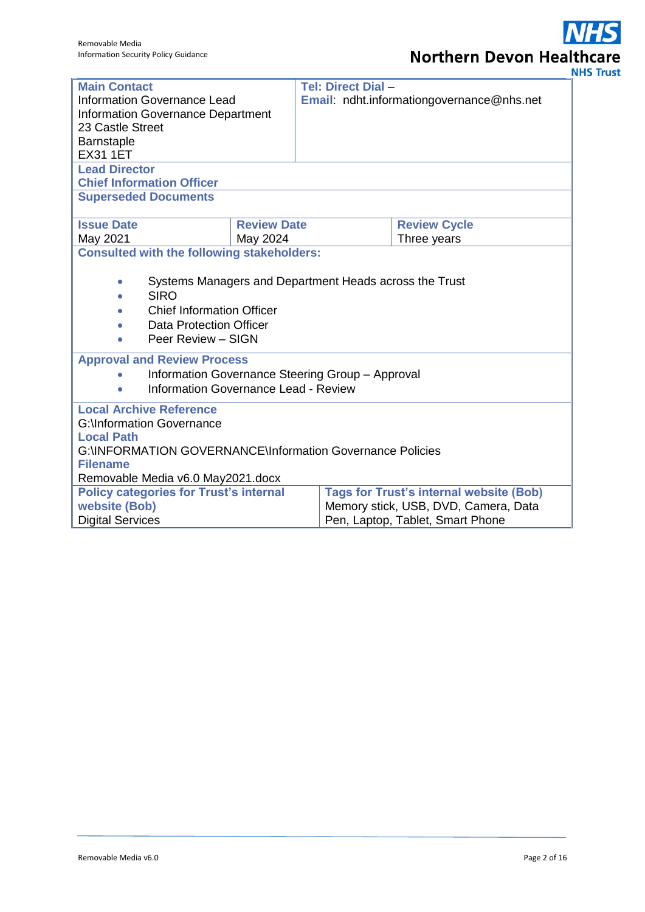| **Main Contact** | **Tel: Direct Dial** – |
| --- | --- |
| Information Governance Lead<br>Information Governance Department<br>23 Castle Street<br>Barnstaple<br>EX31 1ET | **Email**: ndht.informationgovernance@nhs.net |

**Lead Director**

**Chief Information Officer**

**Superseded Documents**

| **Issue Date** | **Review Date** | **Review Cycle** |
| --- | --- | --- |
| May 2021 | May 2024 | Three years |

**Consulted with the following stakeholders:**

- Systems Managers and Department Heads across the Trust
- SIRO
- Chief Information Officer
- Data Protection Officer
- Peer Review – SIGN

**Approval and Review Process**

- Information Governance Steering Group – Approval
- Information Governance Lead - Review

**Local Archive Reference**

G:\Information Governance

**Local Path**

G:\INFORMATION GOVERNANCE\Information Governance Policies

**Filename**

Removable Media v6.0 May2021.docx

| **Policy categories for Trust's internal website (Bob)** | **Tags for Trust's internal website (Bob)** |
| --- | --- |
| Digital Services | Memory stick, USB, DVD, Camera, Data Pen, Laptop, Tablet, Smart Phone |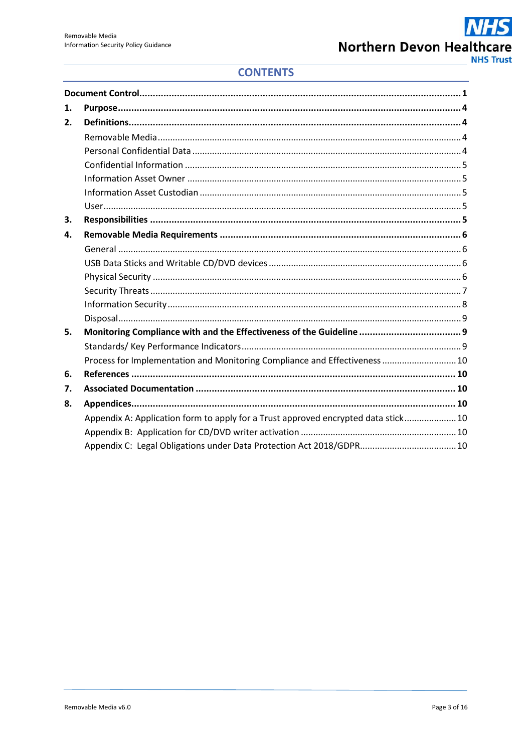## CONTENTS

**Document Control** ... **1**

1. **Purpose** ... **4**
2. **Definitions** ... **4**
   - Removable Media ... 4
   - Personal Confidential Data ... 4
   - Confidential Information ... 5
   - Information Asset Owner ... 5
   - Information Asset Custodian ... 5
   - User ... 5
3. **Responsibilities** ... **5**
4. **Removable Media Requirements** ... **6**
   - General ... 6
   - USB Data Sticks and Writable CD/DVD devices ... 6
   - Physical Security ... 6
   - Security Threats ... 7
   - Information Security ... 8
   - Disposal ... 9
5. **Monitoring Compliance with and the Effectiveness of the Guideline** ... **9**
   - Standards/ Key Performance Indicators ... 9
   - Process for Implementation and Monitoring Compliance and Effectiveness ... 10
6. **References** ... **10**
7. **Associated Documentation** ... **10**
8. **Appendices** ... **10**
   - Appendix A: Application form to apply for a Trust approved encrypted data stick ... 10
   - Appendix B: Application for CD/DVD writer activation ... 10
   - Appendix C: Legal Obligations under Data Protection Act 2018/GDPR ... 10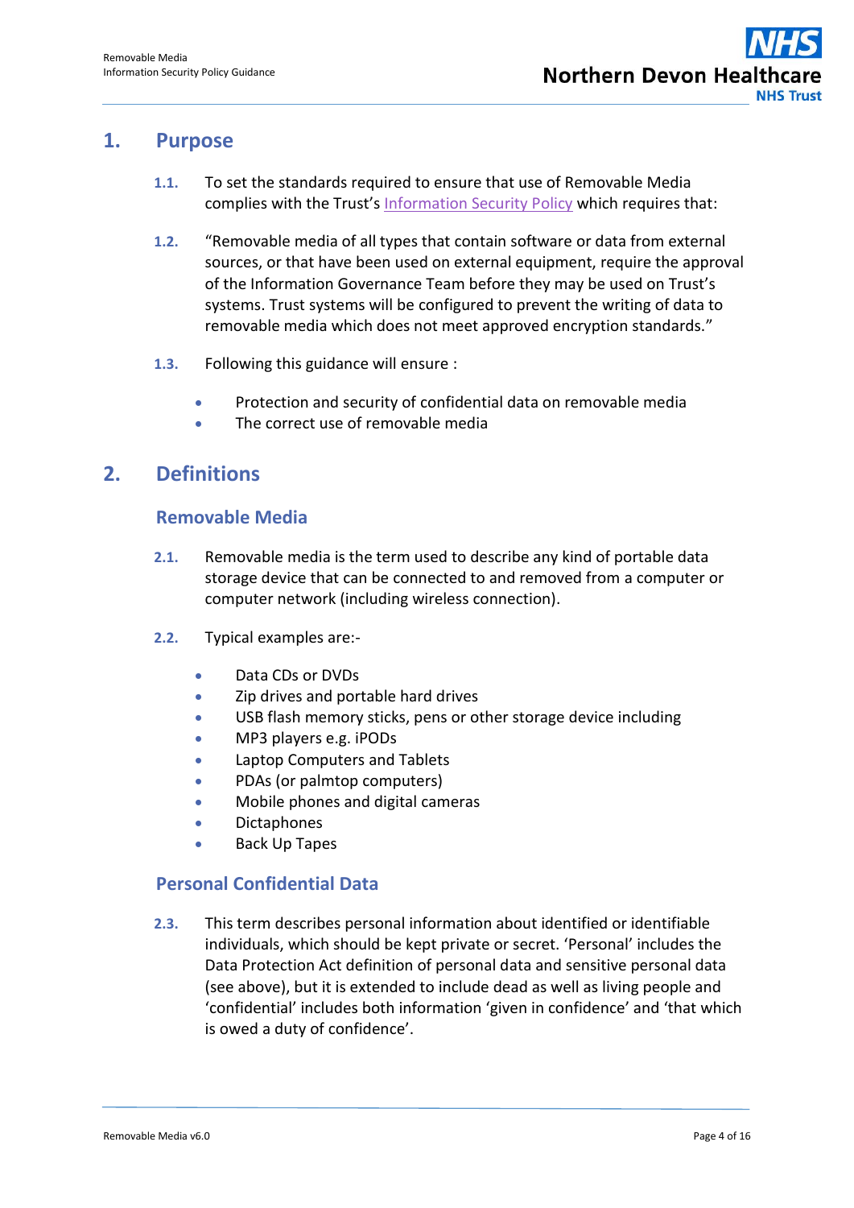# 1. Purpose

**1.1.** To set the standards required to ensure that use of Removable Media complies with the Trust's Information Security Policy which requires that:

**1.2.** "Removable media of all types that contain software or data from external sources, or that have been used on external equipment, require the approval of the Information Governance Team before they may be used on Trust's systems. Trust systems will be configured to prevent the writing of data to removable media which does not meet approved encryption standards."

**1.3.** Following this guidance will ensure :

- Protection and security of confidential data on removable media
- The correct use of removable media

# 2. Definitions

## Removable Media

**2.1.** Removable media is the term used to describe any kind of portable data storage device that can be connected to and removed from a computer or computer network (including wireless connection).

**2.2.** Typical examples are:-

- Data CDs or DVDs
- Zip drives and portable hard drives
- USB flash memory sticks, pens or other storage device including
- MP3 players e.g. iPODs
- Laptop Computers and Tablets
- PDAs (or palmtop computers)
- Mobile phones and digital cameras
- Dictaphones
- Back Up Tapes

## Personal Confidential Data

**2.3.** This term describes personal information about identified or identifiable individuals, which should be kept private or secret. 'Personal' includes the Data Protection Act definition of personal data and sensitive personal data (see above), but it is extended to include dead as well as living people and 'confidential' includes both information 'given in confidence' and 'that which is owed a duty of confidence'.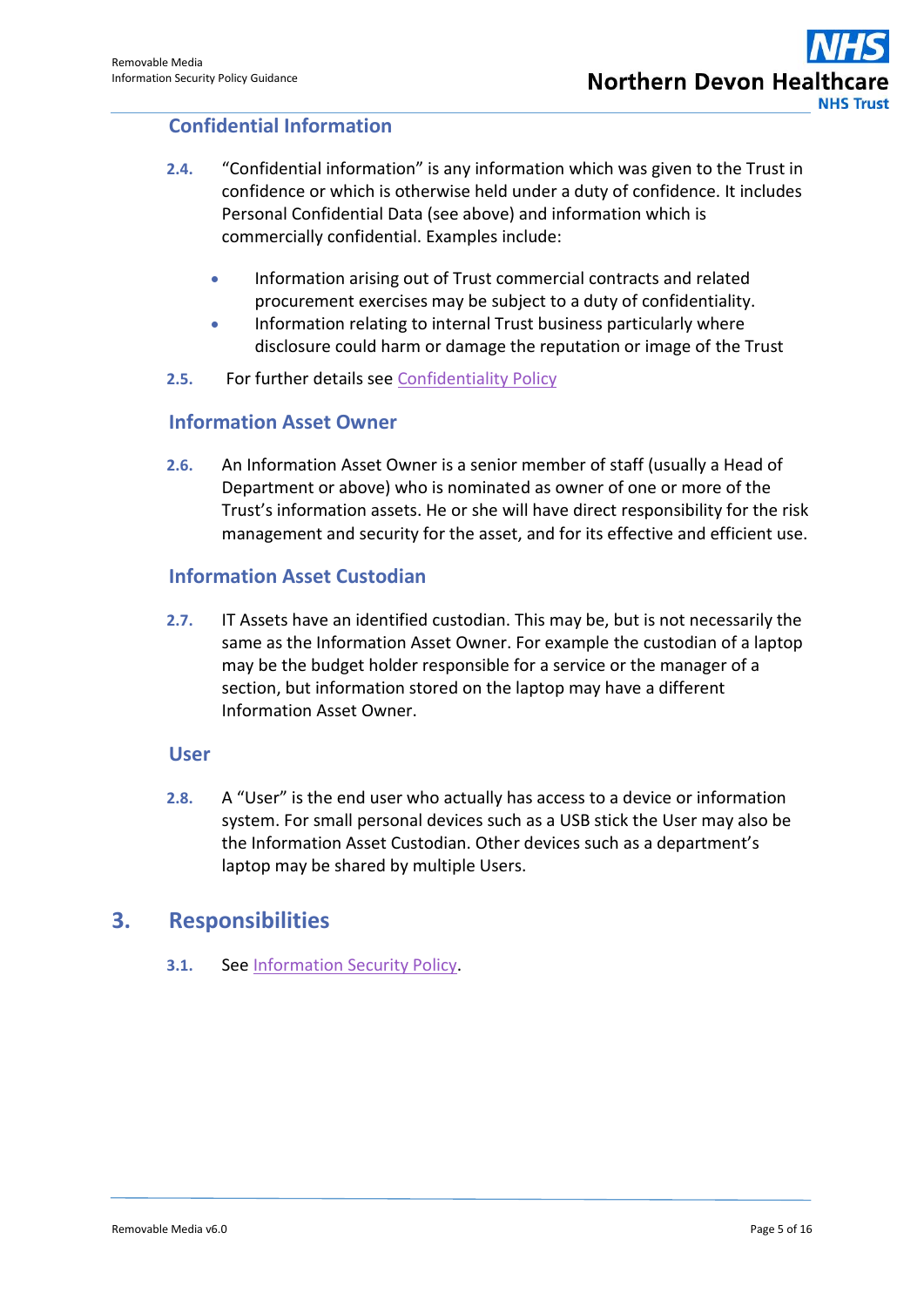### Confidential Information

**2.4.** "Confidential information" is any information which was given to the Trust in confidence or which is otherwise held under a duty of confidence. It includes Personal Confidential Data (see above) and information which is commercially confidential. Examples include:

- Information arising out of Trust commercial contracts and related procurement exercises may be subject to a duty of confidentiality.
- Information relating to internal Trust business particularly where disclosure could harm or damage the reputation or image of the Trust

**2.5.** For further details see Confidentiality Policy

### Information Asset Owner

**2.6.** An Information Asset Owner is a senior member of staff (usually a Head of Department or above) who is nominated as owner of one or more of the Trust's information assets. He or she will have direct responsibility for the risk management and security for the asset, and for its effective and efficient use.

### Information Asset Custodian

**2.7.** IT Assets have an identified custodian. This may be, but is not necessarily the same as the Information Asset Owner. For example the custodian of a laptop may be the budget holder responsible for a service or the manager of a section, but information stored on the laptop may have a different Information Asset Owner.

### User

**2.8.** A "User" is the end user who actually has access to a device or information system. For small personal devices such as a USB stick the User may also be the Information Asset Custodian. Other devices such as a department's laptop may be shared by multiple Users.

## 3. Responsibilities

**3.1.** See Information Security Policy.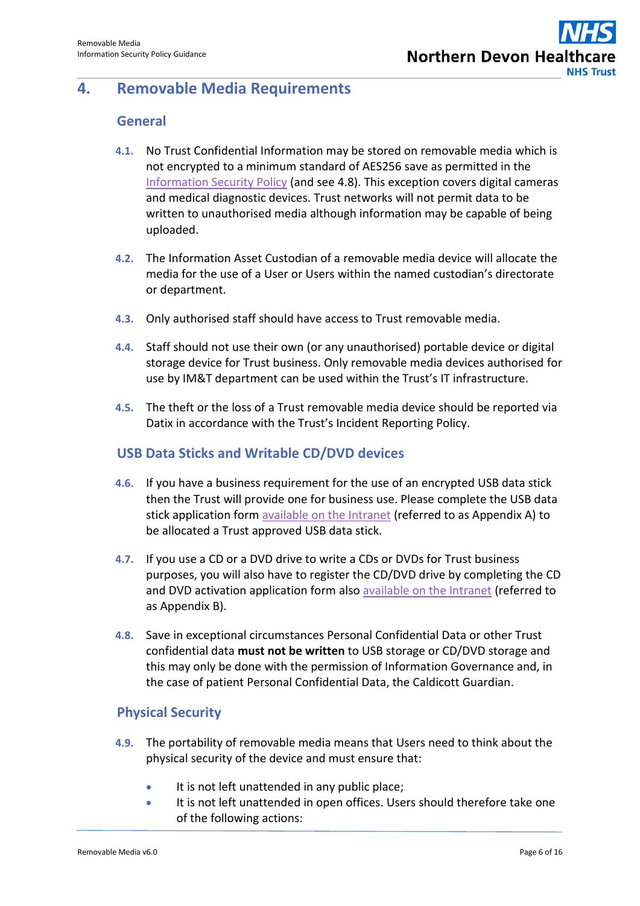## 4. Removable Media Requirements

### General

**4.1.** No Trust Confidential Information may be stored on removable media which is not encrypted to a minimum standard of AES256 save as permitted in the Information Security Policy (and see 4.8). This exception covers digital cameras and medical diagnostic devices. Trust networks will not permit data to be written to unauthorised media although information may be capable of being uploaded.

**4.2.** The Information Asset Custodian of a removable media device will allocate the media for the use of a User or Users within the named custodian's directorate or department.

**4.3.** Only authorised staff should have access to Trust removable media.

**4.4.** Staff should not use their own (or any unauthorised) portable device or digital storage device for Trust business. Only removable media devices authorised for use by IM&T department can be used within the Trust's IT infrastructure.

**4.5.** The theft or the loss of a Trust removable media device should be reported via Datix in accordance with the Trust's Incident Reporting Policy.

### USB Data Sticks and Writable CD/DVD devices

**4.6.** If you have a business requirement for the use of an encrypted USB data stick then the Trust will provide one for business use. Please complete the USB data stick application form available on the Intranet (referred to as Appendix A) to be allocated a Trust approved USB data stick.

**4.7.** If you use a CD or a DVD drive to write a CDs or DVDs for Trust business purposes, you will also have to register the CD/DVD drive by completing the CD and DVD activation application form also available on the Intranet (referred to as Appendix B).

**4.8.** Save in exceptional circumstances Personal Confidential Data or other Trust confidential data **must not be written** to USB storage or CD/DVD storage and this may only be done with the permission of Information Governance and, in the case of patient Personal Confidential Data, the Caldicott Guardian.

### Physical Security

**4.9.** The portability of removable media means that Users need to think about the physical security of the device and must ensure that:

- It is not left unattended in any public place;
- It is not left unattended in open offices. Users should therefore take one of the following actions: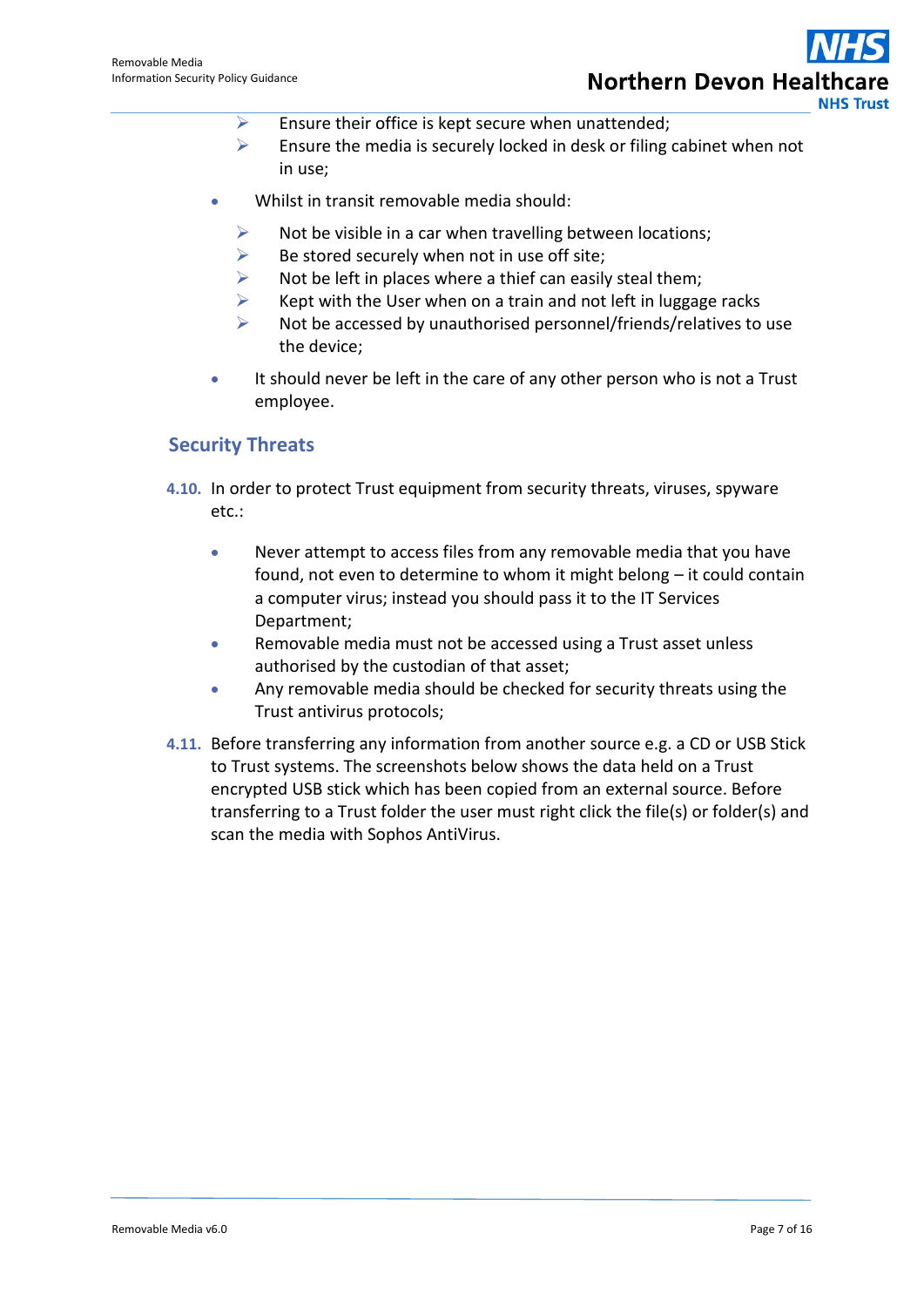- Ensure their office is kept secure when unattended;
  - Ensure the media is securely locked in desk or filing cabinet when not in use;

- Whilst in transit removable media should:

  - Not be visible in a car when travelling between locations;
  - Be stored securely when not in use off site;
  - Not be left in places where a thief can easily steal them;
  - Kept with the User when on a train and not left in luggage racks
  - Not be accessed by unauthorised personnel/friends/relatives to use the device;

- It should never be left in the care of any other person who is not a Trust employee.

## Security Threats

**4.10.** In order to protect Trust equipment from security threats, viruses, spyware etc.:

- Never attempt to access files from any removable media that you have found, not even to determine to whom it might belong – it could contain a computer virus; instead you should pass it to the IT Services Department;
- Removable media must not be accessed using a Trust asset unless authorised by the custodian of that asset;
- Any removable media should be checked for security threats using the Trust antivirus protocols;

**4.11.** Before transferring any information from another source e.g. a CD or USB Stick to Trust systems. The screenshots below shows the data held on a Trust encrypted USB stick which has been copied from an external source. Before transferring to a Trust folder the user must right click the file(s) or folder(s) and scan the media with Sophos AntiVirus.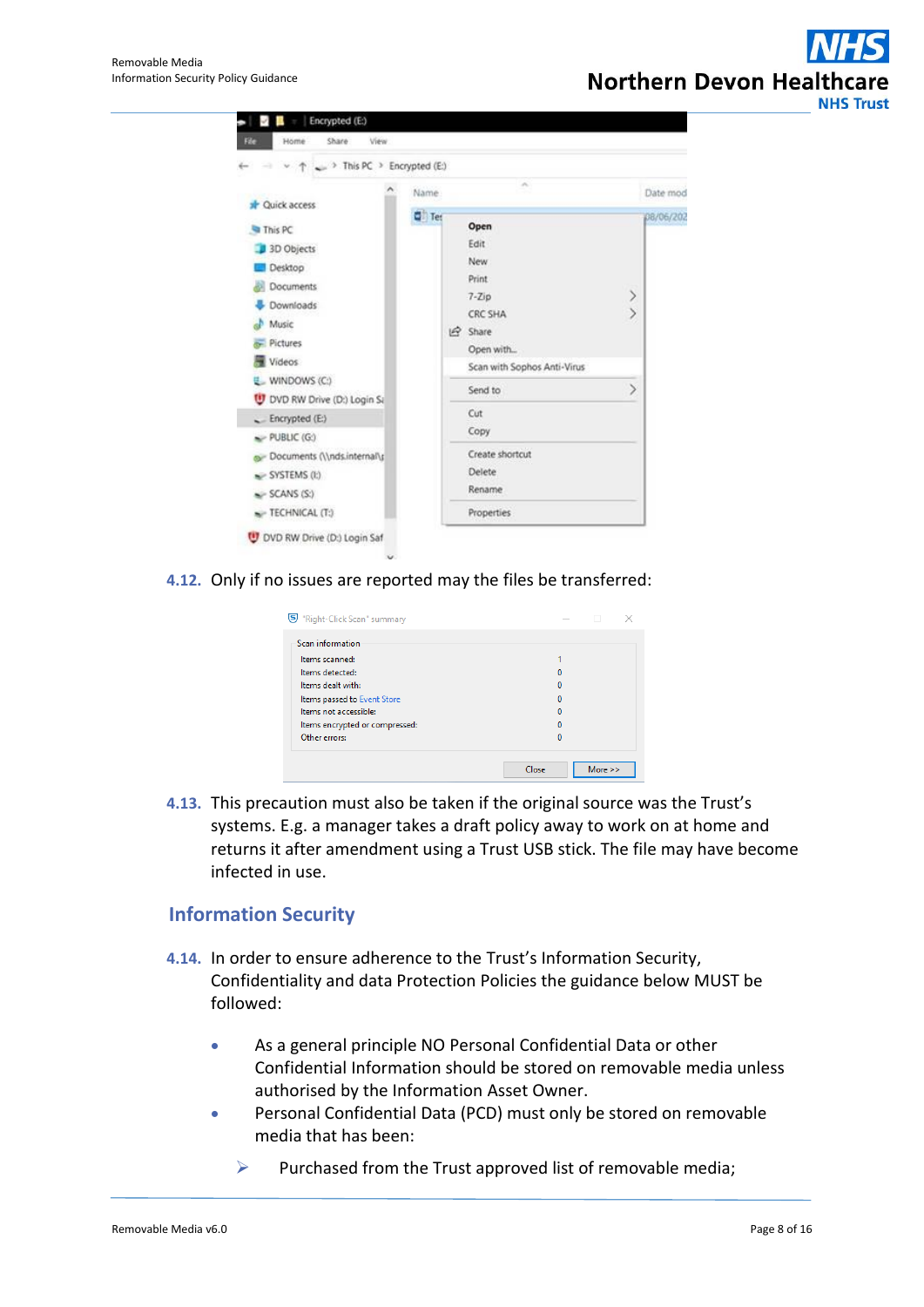4.12. Only if no issues are reported may the files be transferred:

4.13. This precaution must also be taken if the original source was the Trust's systems. E.g. a manager takes a draft policy away to work on at home and returns it after amendment using a Trust USB stick. The file may have become infected in use.

## Information Security

4.14. In order to ensure adherence to the Trust's Information Security, Confidentiality and data Protection Policies the guidance below MUST be followed:

- As a general principle NO Personal Confidential Data or other Confidential Information should be stored on removable media unless authorised by the Information Asset Owner.
- Personal Confidential Data (PCD) must only be stored on removable media that has been:
  - Purchased from the Trust approved list of removable media;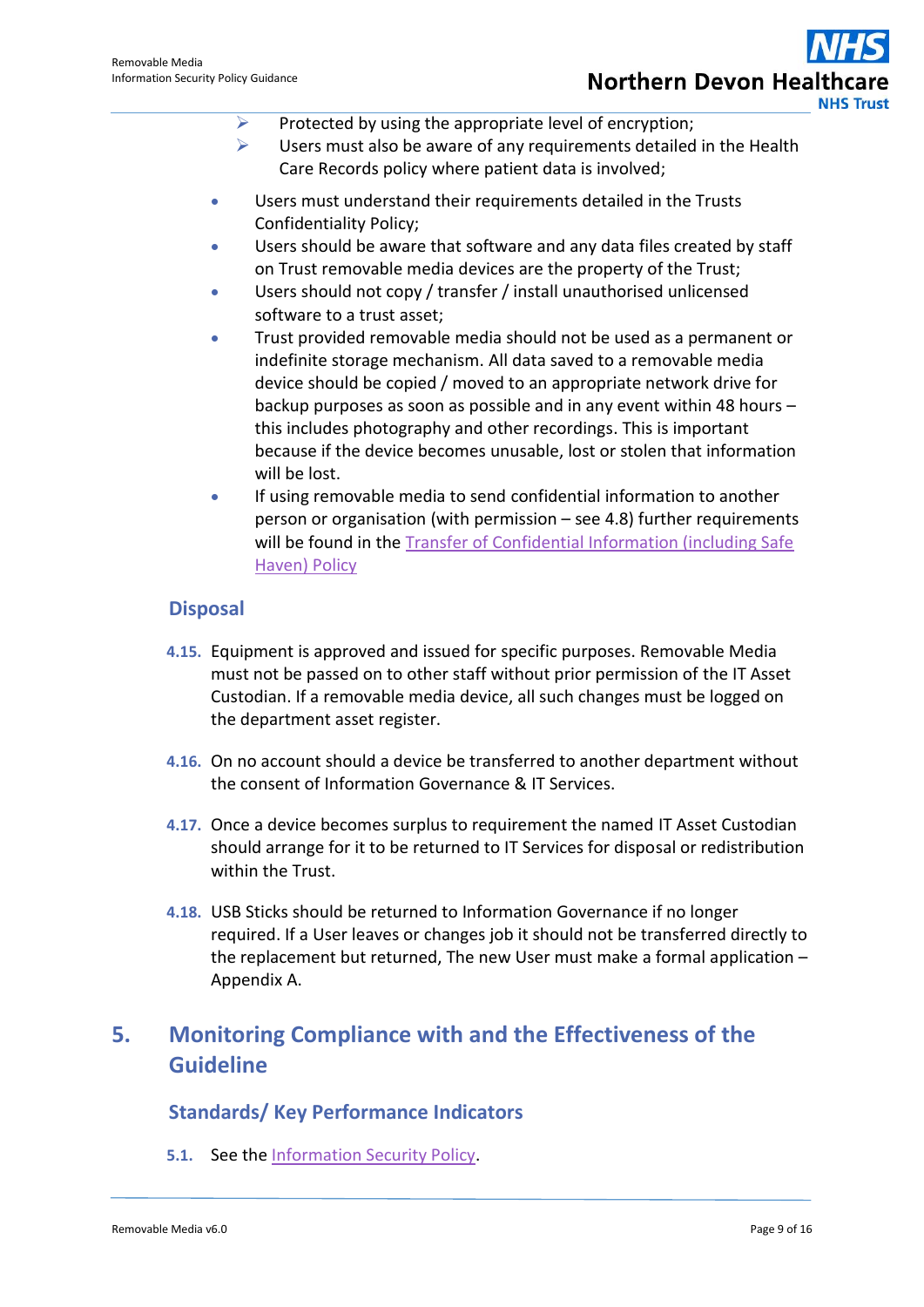- Protected by using the appropriate level of encryption;
    - Users must also be aware of any requirements detailed in the Health Care Records policy where patient data is involved;

- Users must understand their requirements detailed in the Trusts Confidentiality Policy;
- Users should be aware that software and any data files created by staff on Trust removable media devices are the property of the Trust;
- Users should not copy / transfer / install unauthorised unlicensed software to a trust asset;
- Trust provided removable media should not be used as a permanent or indefinite storage mechanism. All data saved to a removable media device should be copied / moved to an appropriate network drive for backup purposes as soon as possible and in any event within 48 hours – this includes photography and other recordings. This is important because if the device becomes unusable, lost or stolen that information will be lost.
- If using removable media to send confidential information to another person or organisation (with permission – see 4.8) further requirements will be found in the Transfer of Confidential Information (including Safe Haven) Policy

### Disposal

**4.15.** Equipment is approved and issued for specific purposes. Removable Media must not be passed on to other staff without prior permission of the IT Asset Custodian. If a removable media device, all such changes must be logged on the department asset register.

**4.16.** On no account should a device be transferred to another department without the consent of Information Governance & IT Services.

**4.17.** Once a device becomes surplus to requirement the named IT Asset Custodian should arrange for it to be returned to IT Services for disposal or redistribution within the Trust.

**4.18.** USB Sticks should be returned to Information Governance if no longer required. If a User leaves or changes job it should not be transferred directly to the replacement but returned, The new User must make a formal application – Appendix A.

## 5. Monitoring Compliance with and the Effectiveness of the Guideline

### Standards/ Key Performance Indicators

**5.1.** See the Information Security Policy.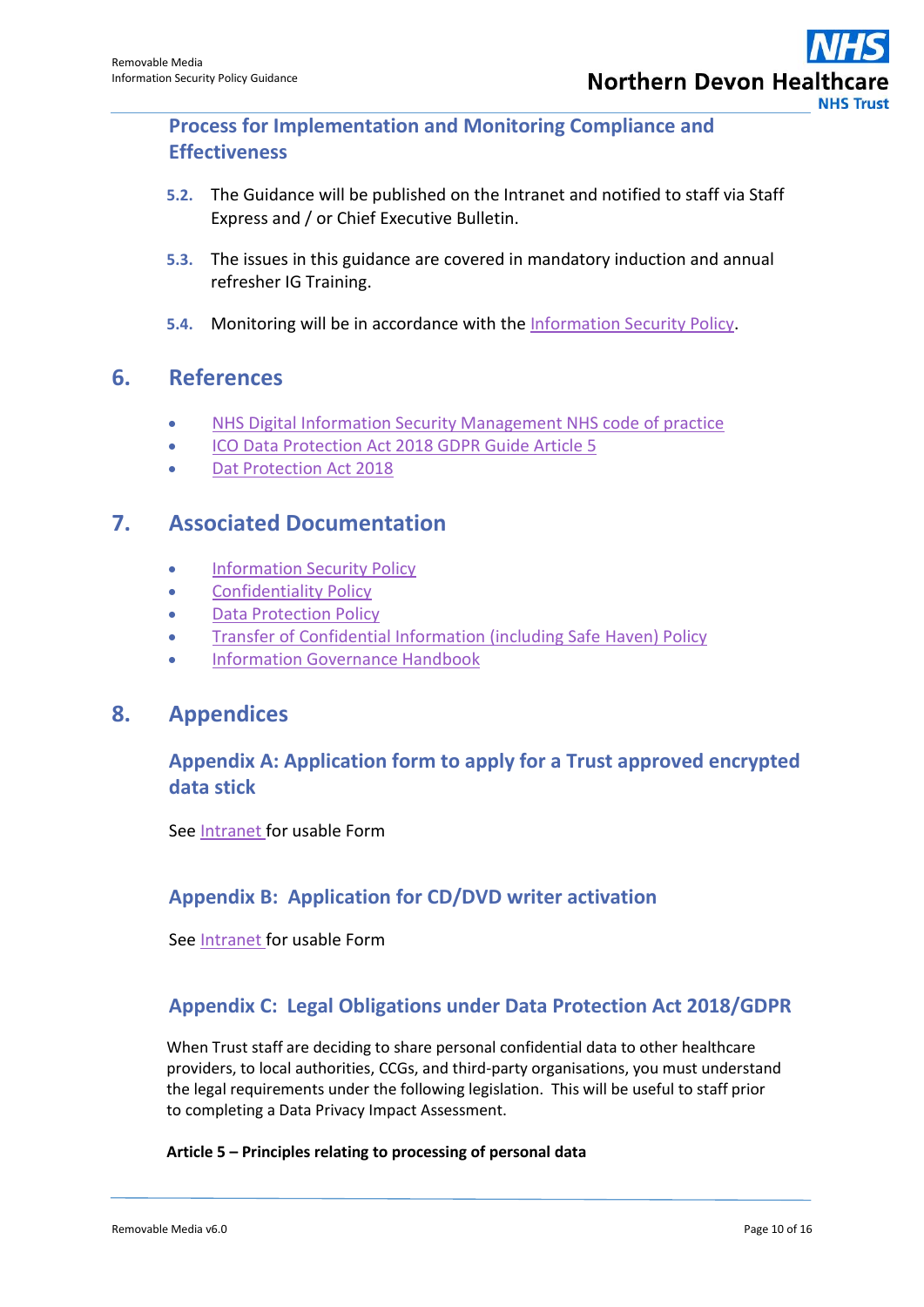### Process for Implementation and Monitoring Compliance and Effectiveness

**5.2.** The Guidance will be published on the Intranet and notified to staff via Staff Express and / or Chief Executive Bulletin.

**5.3.** The issues in this guidance are covered in mandatory induction and annual refresher IG Training.

**5.4.** Monitoring will be in accordance with the Information Security Policy.

## 6. References

- NHS Digital Information Security Management NHS code of practice
- ICO Data Protection Act 2018 GDPR Guide Article 5
- Dat Protection Act 2018

## 7. Associated Documentation

- Information Security Policy
- Confidentiality Policy
- Data Protection Policy
- Transfer of Confidential Information (including Safe Haven) Policy
- Information Governance Handbook

## 8. Appendices

### Appendix A: Application form to apply for a Trust approved encrypted data stick

See Intranet for usable Form

### Appendix B: Application for CD/DVD writer activation

See Intranet for usable Form

### Appendix C: Legal Obligations under Data Protection Act 2018/GDPR

When Trust staff are deciding to share personal confidential data to other healthcare providers, to local authorities, CCGs, and third-party organisations, you must understand the legal requirements under the following legislation. This will be useful to staff prior to completing a Data Privacy Impact Assessment.

**Article 5 – Principles relating to processing of personal data**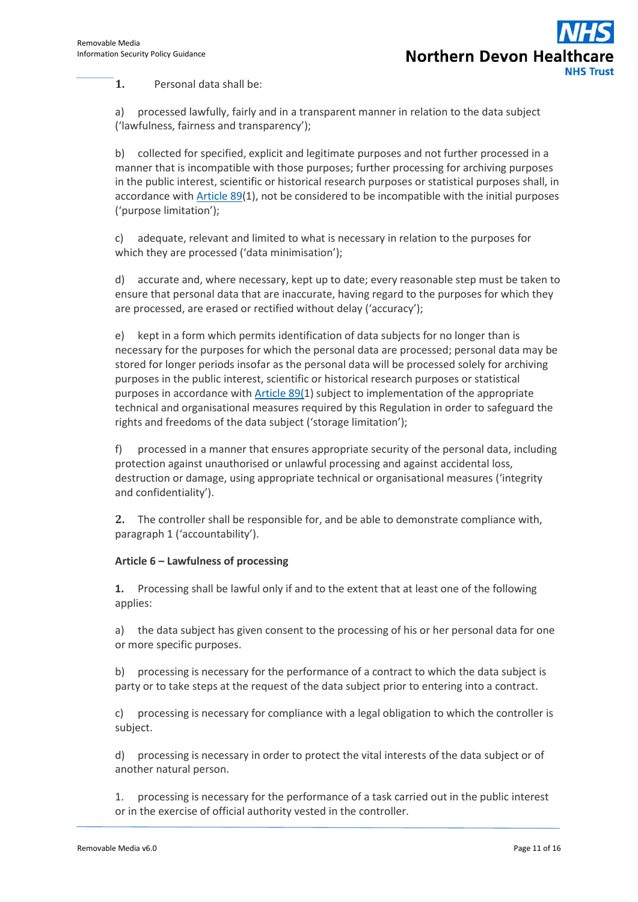**1.** Personal data shall be:

a) processed lawfully, fairly and in a transparent manner in relation to the data subject (‘lawfulness, fairness and transparency’);

b) collected for specified, explicit and legitimate purposes and not further processed in a manner that is incompatible with those purposes; further processing for archiving purposes in the public interest, scientific or historical research purposes or statistical purposes shall, in accordance with Article 89(1), not be considered to be incompatible with the initial purposes (‘purpose limitation’);

c) adequate, relevant and limited to what is necessary in relation to the purposes for which they are processed (‘data minimisation’);

d) accurate and, where necessary, kept up to date; every reasonable step must be taken to ensure that personal data that are inaccurate, having regard to the purposes for which they are processed, are erased or rectified without delay (‘accuracy’);

e) kept in a form which permits identification of data subjects for no longer than is necessary for the purposes for which the personal data are processed; personal data may be stored for longer periods insofar as the personal data will be processed solely for archiving purposes in the public interest, scientific or historical research purposes or statistical purposes in accordance with Article 89(1) subject to implementation of the appropriate technical and organisational measures required by this Regulation in order to safeguard the rights and freedoms of the data subject (‘storage limitation’);

f) processed in a manner that ensures appropriate security of the personal data, including protection against unauthorised or unlawful processing and against accidental loss, destruction or damage, using appropriate technical or organisational measures (‘integrity and confidentiality’).

**2.** The controller shall be responsible for, and be able to demonstrate compliance with, paragraph 1 (‘accountability’).

**Article 6 – Lawfulness of processing**

**1.** Processing shall be lawful only if and to the extent that at least one of the following applies:

a) the data subject has given consent to the processing of his or her personal data for one or more specific purposes.

b) processing is necessary for the performance of a contract to which the data subject is party or to take steps at the request of the data subject prior to entering into a contract.

c) processing is necessary for compliance with a legal obligation to which the controller is subject.

d) processing is necessary in order to protect the vital interests of the data subject or of another natural person.

1. processing is necessary for the performance of a task carried out in the public interest or in the exercise of official authority vested in the controller.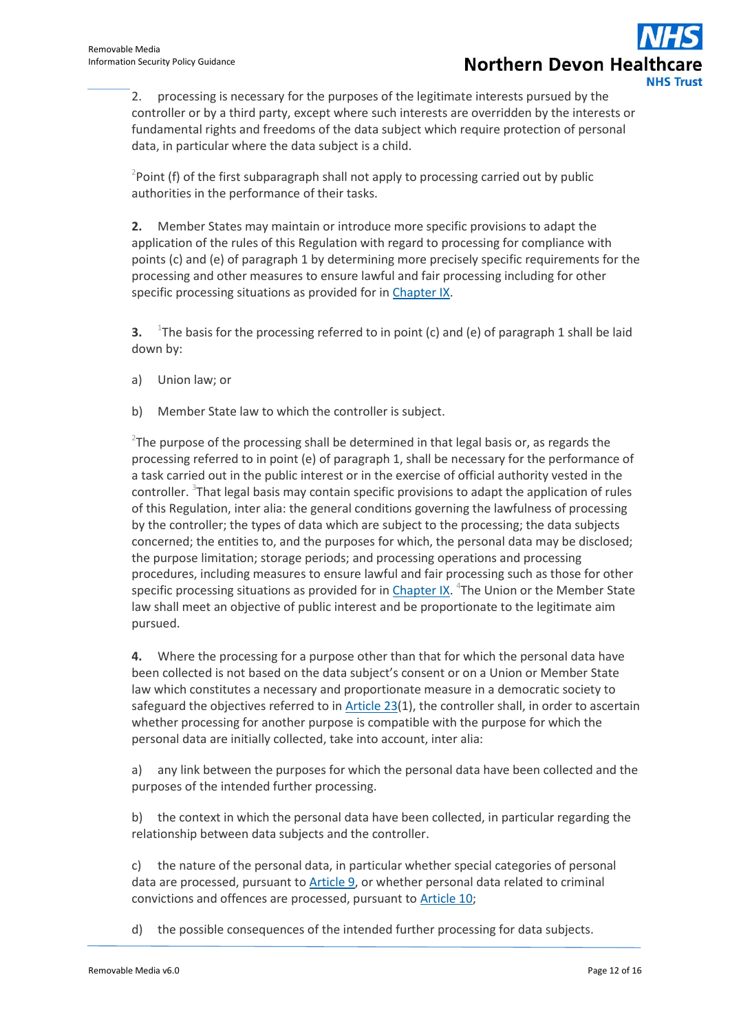2. processing is necessary for the purposes of the legitimate interests pursued by the controller or by a third party, except where such interests are overridden by the interests or fundamental rights and freedoms of the data subject which require protection of personal data, in particular where the data subject is a child.

[2]Point (f) of the first subparagraph shall not apply to processing carried out by public authorities in the performance of their tasks.

**2.** Member States may maintain or introduce more specific provisions to adapt the application of the rules of this Regulation with regard to processing for compliance with points (c) and (e) of paragraph 1 by determining more precisely specific requirements for the processing and other measures to ensure lawful and fair processing including for other specific processing situations as provided for in Chapter IX.

**3.** [1]The basis for the processing referred to in point (c) and (e) of paragraph 1 shall be laid down by:

a) Union law; or

b) Member State law to which the controller is subject.

[2]The purpose of the processing shall be determined in that legal basis or, as regards the processing referred to in point (e) of paragraph 1, shall be necessary for the performance of a task carried out in the public interest or in the exercise of official authority vested in the controller. [3]That legal basis may contain specific provisions to adapt the application of rules of this Regulation, inter alia: the general conditions governing the lawfulness of processing by the controller; the types of data which are subject to the processing; the data subjects concerned; the entities to, and the purposes for which, the personal data may be disclosed; the purpose limitation; storage periods; and processing operations and processing procedures, including measures to ensure lawful and fair processing such as those for other specific processing situations as provided for in Chapter IX. [4]The Union or the Member State law shall meet an objective of public interest and be proportionate to the legitimate aim pursued.

**4.** Where the processing for a purpose other than that for which the personal data have been collected is not based on the data subject's consent or on a Union or Member State law which constitutes a necessary and proportionate measure in a democratic society to safeguard the objectives referred to in Article 23(1), the controller shall, in order to ascertain whether processing for another purpose is compatible with the purpose for which the personal data are initially collected, take into account, inter alia:

a) any link between the purposes for which the personal data have been collected and the purposes of the intended further processing.

b) the context in which the personal data have been collected, in particular regarding the relationship between data subjects and the controller.

c) the nature of the personal data, in particular whether special categories of personal data are processed, pursuant to Article 9, or whether personal data related to criminal convictions and offences are processed, pursuant to Article 10;

d) the possible consequences of the intended further processing for data subjects.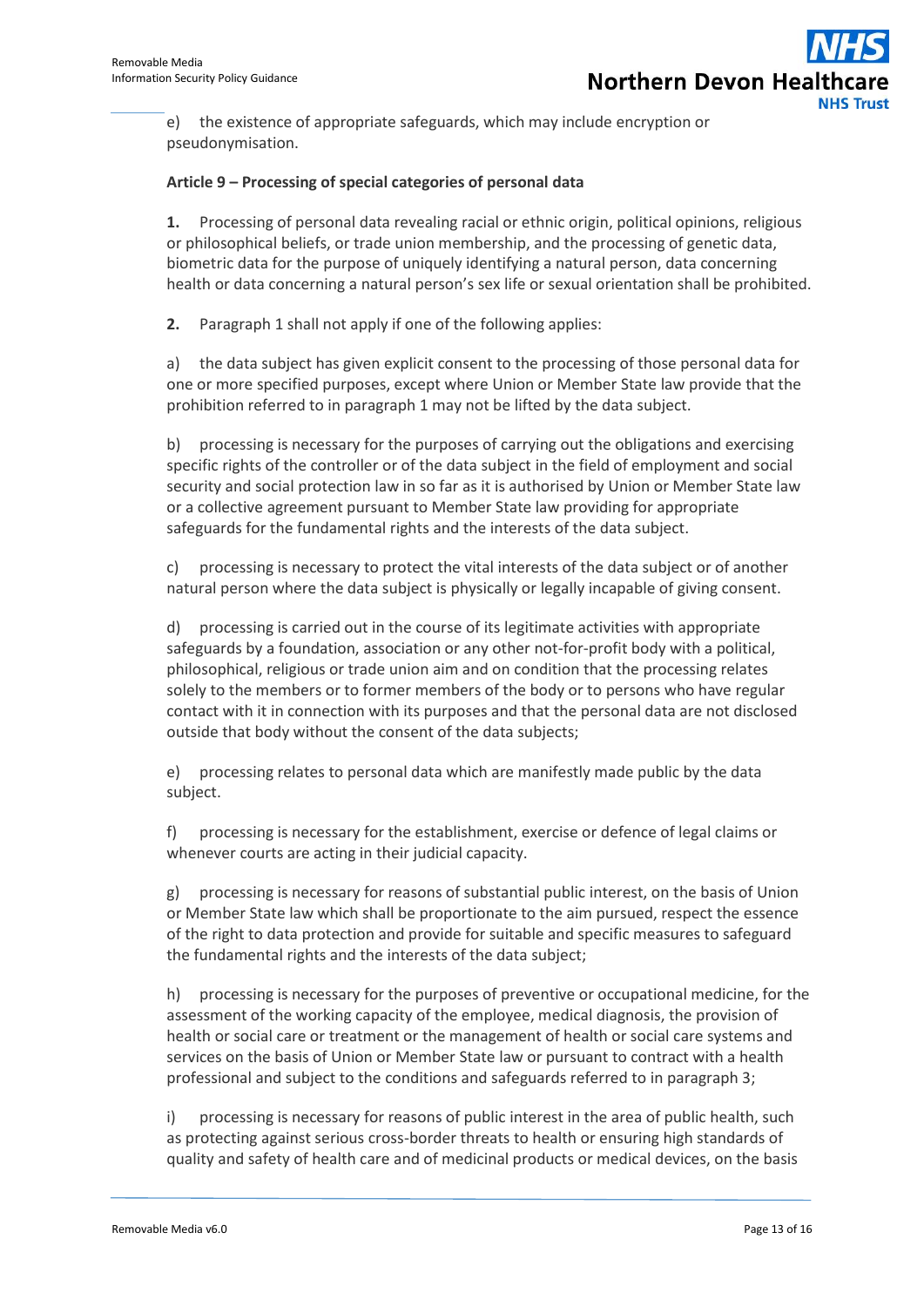e) the existence of appropriate safeguards, which may include encryption or pseudonymisation.

**Article 9 – Processing of special categories of personal data**

**1.** Processing of personal data revealing racial or ethnic origin, political opinions, religious or philosophical beliefs, or trade union membership, and the processing of genetic data, biometric data for the purpose of uniquely identifying a natural person, data concerning health or data concerning a natural person's sex life or sexual orientation shall be prohibited.

**2.** Paragraph 1 shall not apply if one of the following applies:

a) the data subject has given explicit consent to the processing of those personal data for one or more specified purposes, except where Union or Member State law provide that the prohibition referred to in paragraph 1 may not be lifted by the data subject.

b) processing is necessary for the purposes of carrying out the obligations and exercising specific rights of the controller or of the data subject in the field of employment and social security and social protection law in so far as it is authorised by Union or Member State law or a collective agreement pursuant to Member State law providing for appropriate safeguards for the fundamental rights and the interests of the data subject.

c) processing is necessary to protect the vital interests of the data subject or of another natural person where the data subject is physically or legally incapable of giving consent.

d) processing is carried out in the course of its legitimate activities with appropriate safeguards by a foundation, association or any other not-for-profit body with a political, philosophical, religious or trade union aim and on condition that the processing relates solely to the members or to former members of the body or to persons who have regular contact with it in connection with its purposes and that the personal data are not disclosed outside that body without the consent of the data subjects;

e) processing relates to personal data which are manifestly made public by the data subject.

f) processing is necessary for the establishment, exercise or defence of legal claims or whenever courts are acting in their judicial capacity.

g) processing is necessary for reasons of substantial public interest, on the basis of Union or Member State law which shall be proportionate to the aim pursued, respect the essence of the right to data protection and provide for suitable and specific measures to safeguard the fundamental rights and the interests of the data subject;

h) processing is necessary for the purposes of preventive or occupational medicine, for the assessment of the working capacity of the employee, medical diagnosis, the provision of health or social care or treatment or the management of health or social care systems and services on the basis of Union or Member State law or pursuant to contract with a health professional and subject to the conditions and safeguards referred to in paragraph 3;

i) processing is necessary for reasons of public interest in the area of public health, such as protecting against serious cross-border threats to health or ensuring high standards of quality and safety of health care and of medicinal products or medical devices, on the basis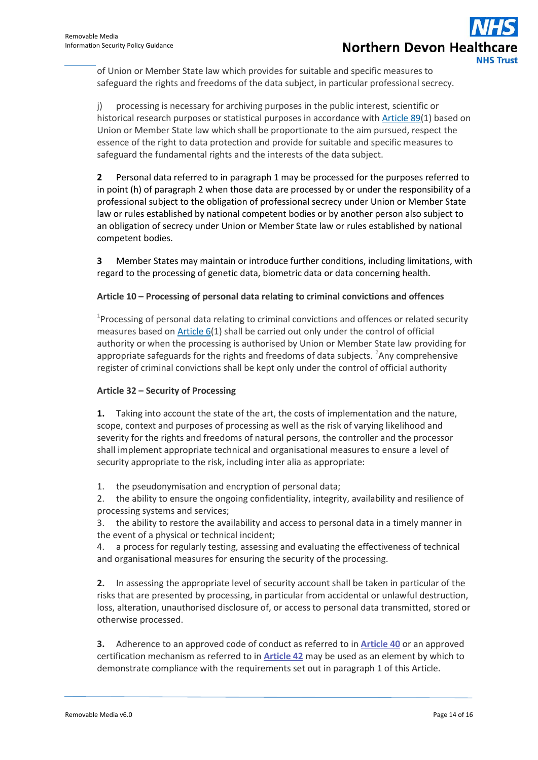of Union or Member State law which provides for suitable and specific measures to safeguard the rights and freedoms of the data subject, in particular professional secrecy.

j) processing is necessary for archiving purposes in the public interest, scientific or historical research purposes or statistical purposes in accordance with Article 89(1) based on Union or Member State law which shall be proportionate to the aim pursued, respect the essence of the right to data protection and provide for suitable and specific measures to safeguard the fundamental rights and the interests of the data subject.

**2** Personal data referred to in paragraph 1 may be processed for the purposes referred to in point (h) of paragraph 2 when those data are processed by or under the responsibility of a professional subject to the obligation of professional secrecy under Union or Member State law or rules established by national competent bodies or by another person also subject to an obligation of secrecy under Union or Member State law or rules established by national competent bodies.

**3** Member States may maintain or introduce further conditions, including limitations, with regard to the processing of genetic data, biometric data or data concerning health.

**Article 10 – Processing of personal data relating to criminal convictions and offences**

[1]Processing of personal data relating to criminal convictions and offences or related security measures based on Article 6(1) shall be carried out only under the control of official authority or when the processing is authorised by Union or Member State law providing for appropriate safeguards for the rights and freedoms of data subjects. [2]Any comprehensive register of criminal convictions shall be kept only under the control of official authority

**Article 32 – Security of Processing**

**1.** Taking into account the state of the art, the costs of implementation and the nature, scope, context and purposes of processing as well as the risk of varying likelihood and severity for the rights and freedoms of natural persons, the controller and the processor shall implement appropriate technical and organisational measures to ensure a level of security appropriate to the risk, including inter alia as appropriate:

1. the pseudonymisation and encryption of personal data;
2. the ability to ensure the ongoing confidentiality, integrity, availability and resilience of processing systems and services;
3. the ability to restore the availability and access to personal data in a timely manner in the event of a physical or technical incident;
4. a process for regularly testing, assessing and evaluating the effectiveness of technical and organisational measures for ensuring the security of the processing.

**2.** In assessing the appropriate level of security account shall be taken in particular of the risks that are presented by processing, in particular from accidental or unlawful destruction, loss, alteration, unauthorised disclosure of, or access to personal data transmitted, stored or otherwise processed.

**3.** Adherence to an approved code of conduct as referred to in **Article 40** or an approved certification mechanism as referred to in **Article 42** may be used as an element by which to demonstrate compliance with the requirements set out in paragraph 1 of this Article.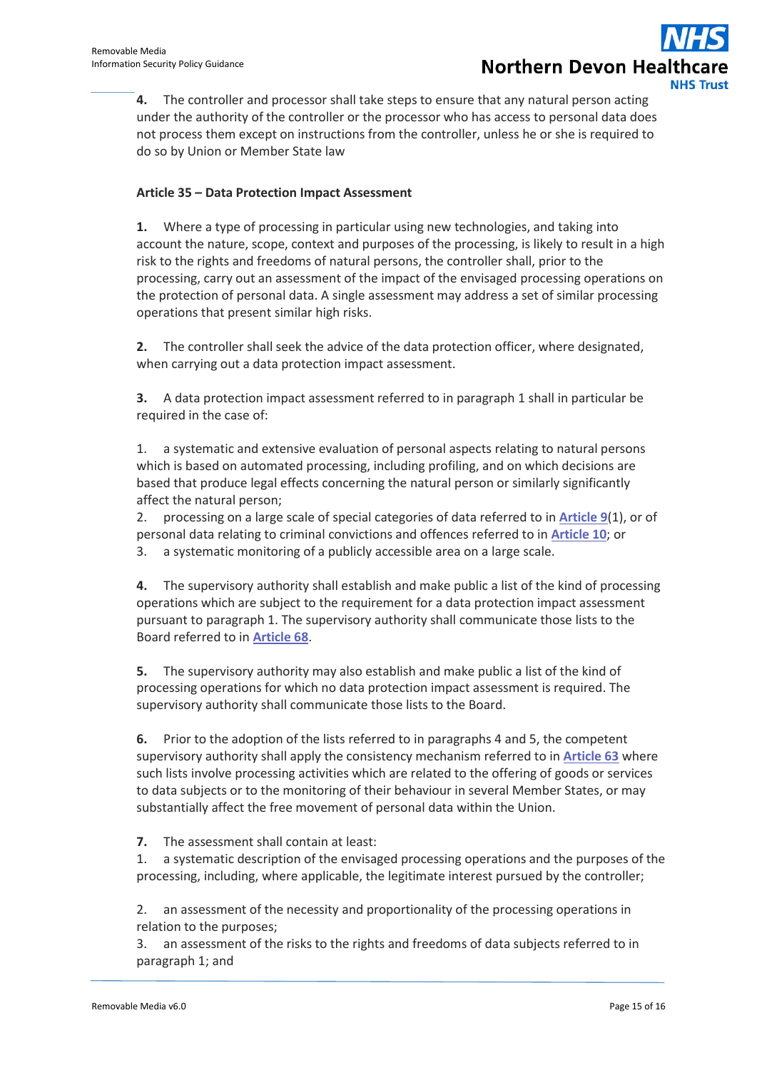**4.** The controller and processor shall take steps to ensure that any natural person acting under the authority of the controller or the processor who has access to personal data does not process them except on instructions from the controller, unless he or she is required to do so by Union or Member State law

**Article 35 – Data Protection Impact Assessment**

**1.** Where a type of processing in particular using new technologies, and taking into account the nature, scope, context and purposes of the processing, is likely to result in a high risk to the rights and freedoms of natural persons, the controller shall, prior to the processing, carry out an assessment of the impact of the envisaged processing operations on the protection of personal data. A single assessment may address a set of similar processing operations that present similar high risks.

**2.** The controller shall seek the advice of the data protection officer, where designated, when carrying out a data protection impact assessment.

**3.** A data protection impact assessment referred to in paragraph 1 shall in particular be required in the case of:

1. a systematic and extensive evaluation of personal aspects relating to natural persons which is based on automated processing, including profiling, and on which decisions are based that produce legal effects concerning the natural person or similarly significantly affect the natural person;
2. processing on a large scale of special categories of data referred to in **Article 9**(1), or of personal data relating to criminal convictions and offences referred to in **Article 10**; or
3. a systematic monitoring of a publicly accessible area on a large scale.

**4.** The supervisory authority shall establish and make public a list of the kind of processing operations which are subject to the requirement for a data protection impact assessment pursuant to paragraph 1. The supervisory authority shall communicate those lists to the Board referred to in **Article 68**.

**5.** The supervisory authority may also establish and make public a list of the kind of processing operations for which no data protection impact assessment is required. The supervisory authority shall communicate those lists to the Board.

**6.** Prior to the adoption of the lists referred to in paragraphs 4 and 5, the competent supervisory authority shall apply the consistency mechanism referred to in **Article 63** where such lists involve processing activities which are related to the offering of goods or services to data subjects or to the monitoring of their behaviour in several Member States, or may substantially affect the free movement of personal data within the Union.

**7.** The assessment shall contain at least:

1. a systematic description of the envisaged processing operations and the purposes of the processing, including, where applicable, the legitimate interest pursued by the controller;
2. an assessment of the necessity and proportionality of the processing operations in relation to the purposes;
3. an assessment of the risks to the rights and freedoms of data subjects referred to in paragraph 1; and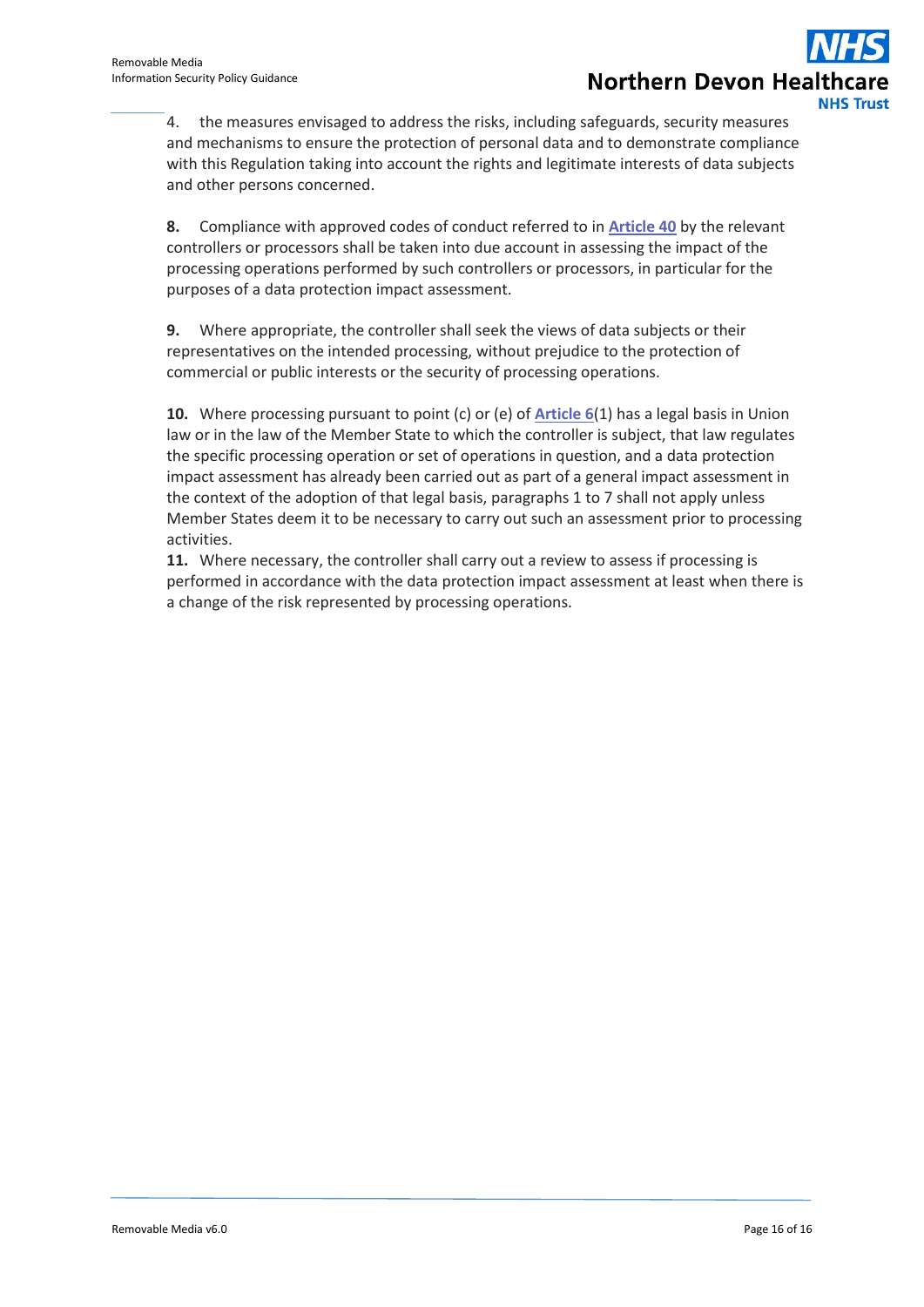4. the measures envisaged to address the risks, including safeguards, security measures and mechanisms to ensure the protection of personal data and to demonstrate compliance with this Regulation taking into account the rights and legitimate interests of data subjects and other persons concerned.

**8.** Compliance with approved codes of conduct referred to in **Article 40** by the relevant controllers or processors shall be taken into due account in assessing the impact of the processing operations performed by such controllers or processors, in particular for the purposes of a data protection impact assessment.

**9.** Where appropriate, the controller shall seek the views of data subjects or their representatives on the intended processing, without prejudice to the protection of commercial or public interests or the security of processing operations.

**10.** Where processing pursuant to point (c) or (e) of **Article 6**(1) has a legal basis in Union law or in the law of the Member State to which the controller is subject, that law regulates the specific processing operation or set of operations in question, and a data protection impact assessment has already been carried out as part of a general impact assessment in the context of the adoption of that legal basis, paragraphs 1 to 7 shall not apply unless Member States deem it to be necessary to carry out such an assessment prior to processing activities.

**11.** Where necessary, the controller shall carry out a review to assess if processing is performed in accordance with the data protection impact assessment at least when there is a change of the risk represented by processing operations.